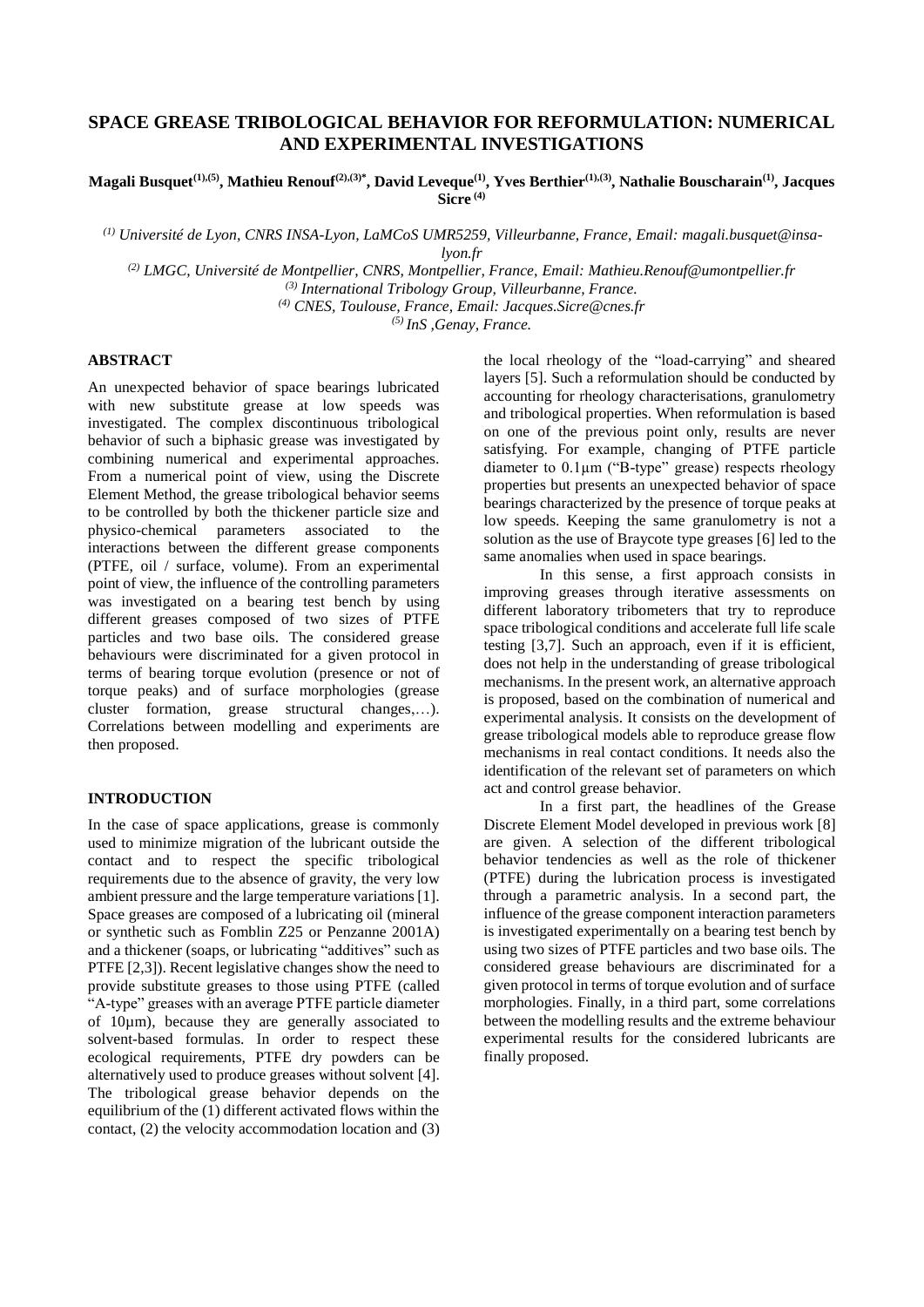# SPACE GREASE TRIBOLOGICAL BEHAVIOR FOR REFORMULATION: NUMERICAL AND EXPERIMENTAL INVESTIGATIONS

**Magali Busquet[(1),(5)], Mathieu Renouf[(2),(3)*], David Leveque[(1)], Yves Berthier[(1),(3)], Nathalie Bouscharain[(1)], Jacques Sicre[(4)]**

*[(1)] Université de Lyon, CNRS INSA-Lyon, LaMCoS UMR5259, Villeurbanne, France, Email: magali.busquet@insa-lyon.fr*

*[(2)] LMGC, Université de Montpellier, CNRS, Montpellier, France, Email: Mathieu.Renouf@umontpellier.fr*

*[(3)] International Tribology Group, Villeurbanne, France.*

*[(4)] CNES, Toulouse, France, Email: Jacques.Sicre@cnes.fr*

*[(5)] InS ,Genay, France.*

## ABSTRACT

An unexpected behavior of space bearings lubricated with new substitute grease at low speeds was investigated. The complex discontinuous tribological behavior of such a biphasic grease was investigated by combining numerical and experimental approaches. From a numerical point of view, using the Discrete Element Method, the grease tribological behavior seems to be controlled by both the thickener particle size and physico-chemical parameters associated to the interactions between the different grease components (PTFE, oil / surface, volume). From an experimental point of view, the influence of the controlling parameters was investigated on a bearing test bench by using different greases composed of two sizes of PTFE particles and two base oils. The considered grease behaviours were discriminated for a given protocol in terms of bearing torque evolution (presence or not of torque peaks) and of surface morphologies (grease cluster formation, grease structural changes,…). Correlations between modelling and experiments are then proposed.

## INTRODUCTION

In the case of space applications, grease is commonly used to minimize migration of the lubricant outside the contact and to respect the specific tribological requirements due to the absence of gravity, the very low ambient pressure and the large temperature variations [1]. Space greases are composed of a lubricating oil (mineral or synthetic such as Fomblin Z25 or Penzanne 2001A) and a thickener (soaps, or lubricating "additives" such as PTFE [2,3]). Recent legislative changes show the need to provide substitute greases to those using PTFE (called "A-type" greases with an average PTFE particle diameter of 10µm), because they are generally associated to solvent-based formulas. In order to respect these ecological requirements, PTFE dry powders can be alternatively used to produce greases without solvent [4]. The tribological grease behavior depends on the equilibrium of the (1) different activated flows within the contact, (2) the velocity accommodation location and (3) the local rheology of the "load-carrying" and sheared layers [5]. Such a reformulation should be conducted by accounting for rheology characterisations, granulometry and tribological properties. When reformulation is based on one of the previous point only, results are never satisfying. For example, changing of PTFE particle diameter to 0.1µm ("B-type" grease) respects rheology properties but presents an unexpected behavior of space bearings characterized by the presence of torque peaks at low speeds. Keeping the same granulometry is not a solution as the use of Braycote type greases [6] led to the same anomalies when used in space bearings.

In this sense, a first approach consists in improving greases through iterative assessments on different laboratory tribometers that try to reproduce space tribological conditions and accelerate full life scale testing [3,7]. Such an approach, even if it is efficient, does not help in the understanding of grease tribological mechanisms. In the present work, an alternative approach is proposed, based on the combination of numerical and experimental analysis. It consists on the development of grease tribological models able to reproduce grease flow mechanisms in real contact conditions. It needs also the identification of the relevant set of parameters on which act and control grease behavior.

In a first part, the headlines of the Grease Discrete Element Model developed in previous work [8] are given. A selection of the different tribological behavior tendencies as well as the role of thickener (PTFE) during the lubrication process is investigated through a parametric analysis. In a second part, the influence of the grease component interaction parameters is investigated experimentally on a bearing test bench by using two sizes of PTFE particles and two base oils. The considered grease behaviours are discriminated for a given protocol in terms of torque evolution and of surface morphologies. Finally, in a third part, some correlations between the modelling results and the extreme behaviour experimental results for the considered lubricants are finally proposed.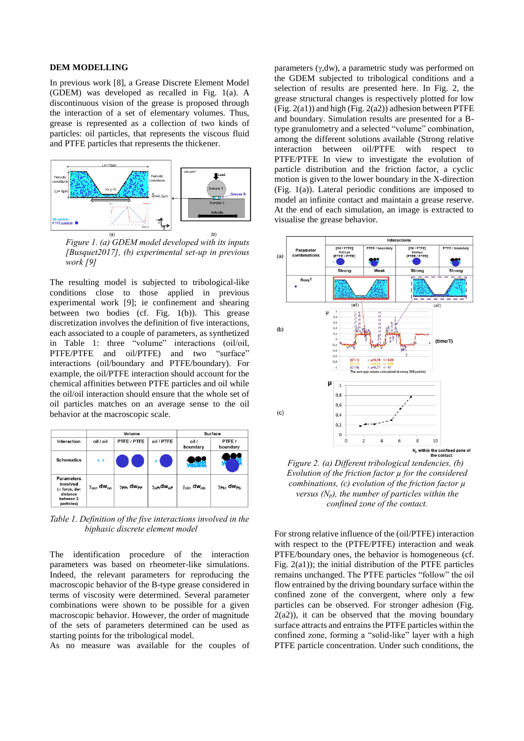## DEM MODELLING

In previous work [8], a Grease Discrete Element Model (GDEM) was developed as recalled in Fig. 1(a). A discontinuous vision of the grease is proposed through the interaction of a set of elementary volumes. Thus, grease is represented as a collection of two kinds of particles: oil particles, that represents the viscous fluid and PTFE particles that represents the thickener.

*Figure 1. (a) GDEM model developed with its inputs [Busquet2017], (b) experimental set-up in previous work [9]*

The resulting model is subjected to tribological-like conditions close to those applied in previous experimental work [9]; ie confinement and shearing between two bodies (cf. Fig. 1(b)). This grease discretization involves the definition of five interactions, each associated to a couple of parameters, as synthetized in Table 1: three "volume" interactions (oil/oil, PTFE/PTFE and oil/PTFE) and two "surface" interactions (oil/boundary and PTFE/boundary). For example, the oil/PTFE interaction should account for the chemical affinities between PTFE particles and oil while the oil/oil interaction should ensure that the whole set of oil particles matches on an average sense to the oil behavior at the macroscopic scale.

| | Volume | | | Surface | |
|---|---|---|---|---|---|
| Interaction | oil / oil | PTFE / PTFE | oil / PTFE | oil / boundary | PTFE / boundary |
| Schematics | | | | | |
| Parameters involved (γ: force, dw: distance between 2 particles) | $\gamma_{OO}$, $dw_{OO}$ | $\gamma_{PP}$, $dw_{PP}$ | $\gamma_{OP}$, $dw_{OP}$ | $\gamma_{Ob}$, $dw_{Ob}$ | $\gamma_{Pb}$, $dw_{Pb}$ |

*Table 1. Definition of the five interactions involved in the biphasic discrete element model*

The identification procedure of the interaction parameters was based on rheometer-like simulations. Indeed, the relevant parameters for reproducing the macroscopic behavior of the B-type grease considered in terms of viscosity were determined. Several parameter combinations were shown to be possible for a given macroscopic behavior. However, the order of magnitude of the sets of parameters determined can be used as starting points for the tribological model.

As no measure was available for the couples of parameters (γ,dw), a parametric study was performed on the GDEM subjected to tribological conditions and a selection of results are presented here. In Fig. 2, the grease structural changes is respectively plotted for low (Fig. 2(a1)) and high (Fig. 2(a2)) adhesion between PTFE and boundary. Simulation results are presented for a B-type granulometry and a selected "volume" combination, among the different solutions available (Strong relative interaction between oil/PTFE with respect to PTFE/PTFE In view to investigate the evolution of particle distribution and the friction factor, a cyclic motion is given to the lower boundary in the X-direction (Fig. 1(a)). Lateral periodic conditions are imposed to model an infinite contact and maintain a grease reserve. At the end of each simulation, an image is extracted to visualise the grease behavior.

*Figure 2. (a) Different tribological tendencies, (b) Evolution of the friction factor μ for the considered combinations, (c) evolution of the friction factor μ versus ($N_p$), the number of particles within the confined zone of the contact.*

For strong relative influence of the (oil/PTFE) interaction with respect to the (PTFE/PTFE) interaction and weak PTFE/boundary ones, the behavior is homogeneous (cf. Fig. 2(a1)); the initial distribution of the PTFE particles remains unchanged. The PTFE particles "follow" the oil flow entrained by the driving boundary surface within the confined zone of the convergent, where only a few particles can be observed. For stronger adhesion (Fig. 2(a2)), it can be observed that the moving boundary surface attracts and entrains the PTFE particles within the confined zone, forming a "solid-like" layer with a high PTFE particle concentration. Under such conditions, the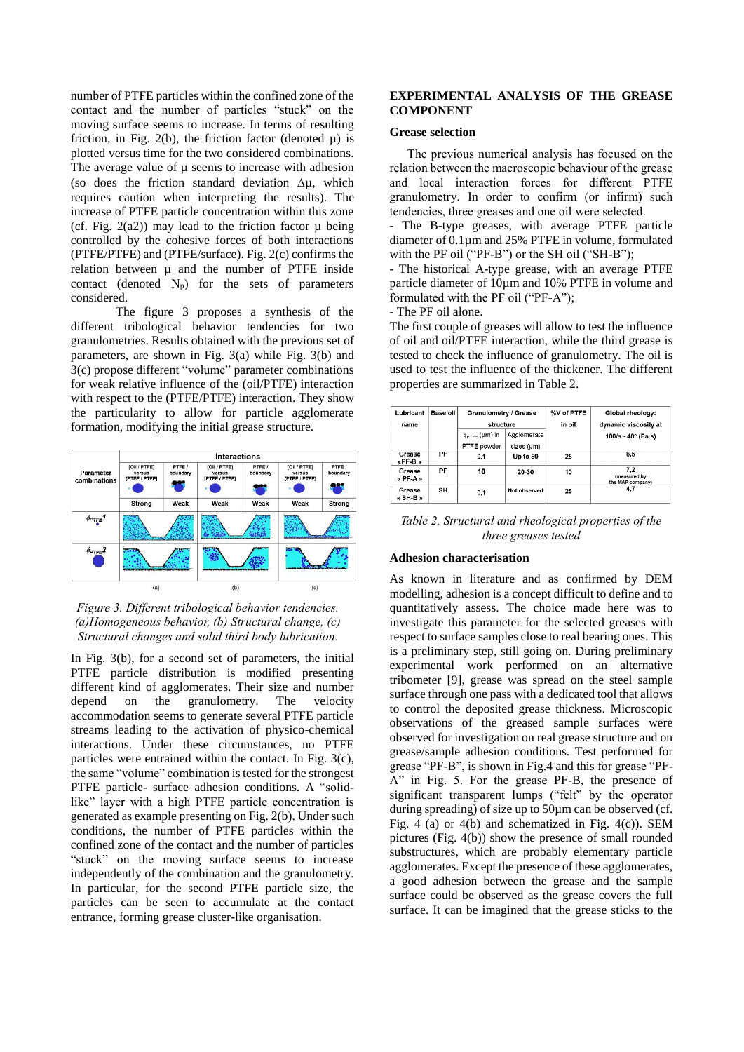number of PTFE particles within the confined zone of the contact and the number of particles "stuck" on the moving surface seems to increase. In terms of resulting friction, in Fig. 2(b), the friction factor (denoted µ) is plotted versus time for the two considered combinations. The average value of µ seems to increase with adhesion (so does the friction standard deviation Δµ, which requires caution when interpreting the results). The increase of PTFE particle concentration within this zone (cf. Fig. 2(a2)) may lead to the friction factor µ being controlled by the cohesive forces of both interactions (PTFE/PTFE) and (PTFE/surface). Fig. 2(c) confirms the relation between µ and the number of PTFE inside contact (denoted $N_p$) for the sets of parameters considered.

The figure 3 proposes a synthesis of the different tribological behavior tendencies for two granulometries. Results obtained with the previous set of parameters, are shown in Fig. 3(a) while Fig. 3(b) and 3(c) propose different "volume" parameter combinations for weak relative influence of the (oil/PTFE) interaction with respect to the (PTFE/PTFE) interaction. They show the particularity to allow for particle agglomerate formation, modifying the initial grease structure.

| Parameter combinations | Interactions | | | | | |
|---|---|---|---|---|---|---|
| | [Oil / PTFE] versus [PTFE / PTFE] | PTFE / boundary | [Oil / PTFE] versus [PTFE / PTFE] | PTFE / boundary | [Oil / PTFE] versus [PTFE / PTFE] | PTFE / boundary |
| | Strong | Weak | Weak | Weak | Weak | Strong |
| $\phi_{PTFE}1$ | | | | | | |
| $\phi_{PTFE}2$ | | | | | | |
| | (a) | | (b) | | (c) | |

*Figure 3. Different tribological behavior tendencies. (a)Homogeneous behavior, (b) Structural change, (c) Structural changes and solid third body lubrication.*

In Fig. 3(b), for a second set of parameters, the initial PTFE particle distribution is modified presenting different kind of agglomerates. Their size and number depend on the granulometry. The velocity accommodation seems to generate several PTFE particle streams leading to the activation of physico-chemical interactions. Under these circumstances, no PTFE particles were entrained within the contact. In Fig. 3(c), the same "volume" combination is tested for the strongest PTFE particle- surface adhesion conditions. A "solid-like" layer with a high PTFE particle concentration is generated as example presenting on Fig. 2(b). Under such conditions, the number of PTFE particles within the confined zone of the contact and the number of particles "stuck" on the moving surface seems to increase independently of the combination and the granulometry. In particular, for the second PTFE particle size, the particles can be seen to accumulate at the contact entrance, forming grease cluster-like organisation.

## EXPERIMENTAL ANALYSIS OF THE GREASE COMPONENT

### Grease selection

The previous numerical analysis has focused on the relation between the macroscopic behaviour of the grease and local interaction forces for different PTFE granulometry. In order to confirm (or infirm) such tendencies, three greases and one oil were selected.

- The B-type greases, with average PTFE particle diameter of 0.1µm and 25% PTFE in volume, formulated with the PF oil ("PF-B") or the SH oil ("SH-B");
- The historical A-type grease, with an average PTFE particle diameter of 10µm and 10% PTFE in volume and formulated with the PF oil ("PF-A");
- The PF oil alone.

The first couple of greases will allow to test the influence of oil and oil/PTFE interaction, while the third grease is tested to check the influence of granulometry. The oil is used to test the influence of the thickener. The different properties are summarized in Table 2.

| Lubricant name | Base oil | Granulometry / Grease structure | | %V of PTFE in oil | Global rheology: dynamic viscosity at 100/s - 40° (Pa.s) |
|---|---|---|---|---|---|
| | | $\phi_{PTFE}$ (µm) in PTFE powder | Agglomerate sizes (µm) | | |
| Grease «PF-B » | PF | 0,1 | Up to 50 | 25 | 6,5 |
| Grease « PF-A » | PF | 10 | 20-30 | 10 | 7,2 (measured by the MAP company) |
| Grease « SH-B » | SH | 0,1 | Not observed | 25 | 4,7 |

*Table 2. Structural and rheological properties of the three greases tested*

### Adhesion characterisation

As known in literature and as confirmed by DEM modelling, adhesion is a concept difficult to define and to quantitatively assess. The choice made here was to investigate this parameter for the selected greases with respect to surface samples close to real bearing ones. This is a preliminary step, still going on. During preliminary experimental work performed on an alternative tribometer [9], grease was spread on the steel sample surface through one pass with a dedicated tool that allows to control the deposited grease thickness. Microscopic observations of the greased sample surfaces were observed for investigation on real grease structure and on grease/sample adhesion conditions. Test performed for grease "PF-B", is shown in Fig.4 and this for grease "PF-A" in Fig. 5. For the grease PF-B, the presence of significant transparent lumps ("felt" by the operator during spreading) of size up to 50µm can be observed (cf. Fig. 4 (a) or 4(b) and schematized in Fig. 4(c)). SEM pictures (Fig. 4(b)) show the presence of small rounded substructures, which are probably elementary particle agglomerates. Except the presence of these agglomerates, a good adhesion between the grease and the sample surface could be observed as the grease covers the full surface. It can be imagined that the grease sticks to the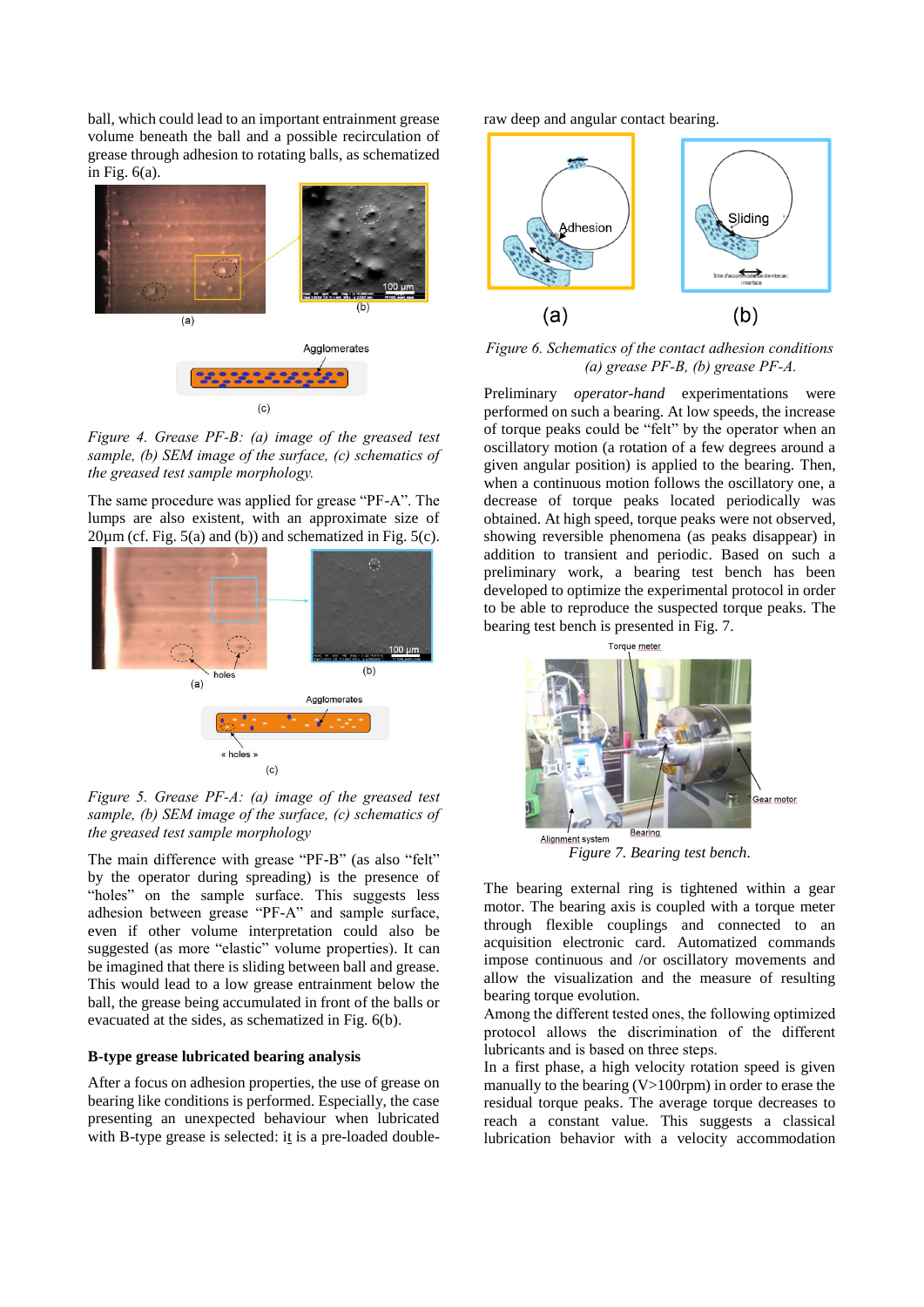ball, which could lead to an important entrainment grease volume beneath the ball and a possible recirculation of grease through adhesion to rotating balls, as schematized in Fig. 6(a).

*Figure 4. Grease PF-B: (a) image of the greased test sample, (b) SEM image of the surface, (c) schematics of the greased test sample morphology.*

The same procedure was applied for grease "PF-A". The lumps are also existent, with an approximate size of 20µm (cf. Fig. 5(a) and (b)) and schematized in Fig. 5(c).

*Figure 5. Grease PF-A: (a) image of the greased test sample, (b) SEM image of the surface, (c) schematics of the greased test sample morphology*

The main difference with grease "PF-B" (as also "felt" by the operator during spreading) is the presence of "holes" on the sample surface. This suggests less adhesion between grease "PF-A" and sample surface, even if other volume interpretation could also be suggested (as more "elastic" volume properties). It can be imagined that there is sliding between ball and grease. This would lead to a low grease entrainment below the ball, the grease being accumulated in front of the balls or evacuated at the sides, as schematized in Fig. 6(b).

## B-type grease lubricated bearing analysis

After a focus on adhesion properties, the use of grease on bearing like conditions is performed. Especially, the case presenting an unexpected behaviour when lubricated with B-type grease is selected: it is a pre-loaded double-raw deep and angular contact bearing.

*Figure 6. Schematics of the contact adhesion conditions (a) grease PF-B, (b) grease PF-A.*

Preliminary *operator-hand* experimentations were performed on such a bearing. At low speeds, the increase of torque peaks could be "felt" by the operator when an oscillatory motion (a rotation of a few degrees around a given angular position) is applied to the bearing. Then, when a continuous motion follows the oscillatory one, a decrease of torque peaks located periodically was obtained. At high speed, torque peaks were not observed, showing reversible phenomena (as peaks disappear) in addition to transient and periodic. Based on such a preliminary work, a bearing test bench has been developed to optimize the experimental protocol in order to be able to reproduce the suspected torque peaks. The bearing test bench is presented in Fig. 7.

*Figure 7. Bearing test bench.*

The bearing external ring is tightened within a gear motor. The bearing axis is coupled with a torque meter through flexible couplings and connected to an acquisition electronic card. Automatized commands impose continuous and /or oscillatory movements and allow the visualization and the measure of resulting bearing torque evolution.

Among the different tested ones, the following optimized protocol allows the discrimination of the different lubricants and is based on three steps.

In a first phase, a high velocity rotation speed is given manually to the bearing (V>100rpm) in order to erase the residual torque peaks. The average torque decreases to reach a constant value. This suggests a classical lubrication behavior with a velocity accommodation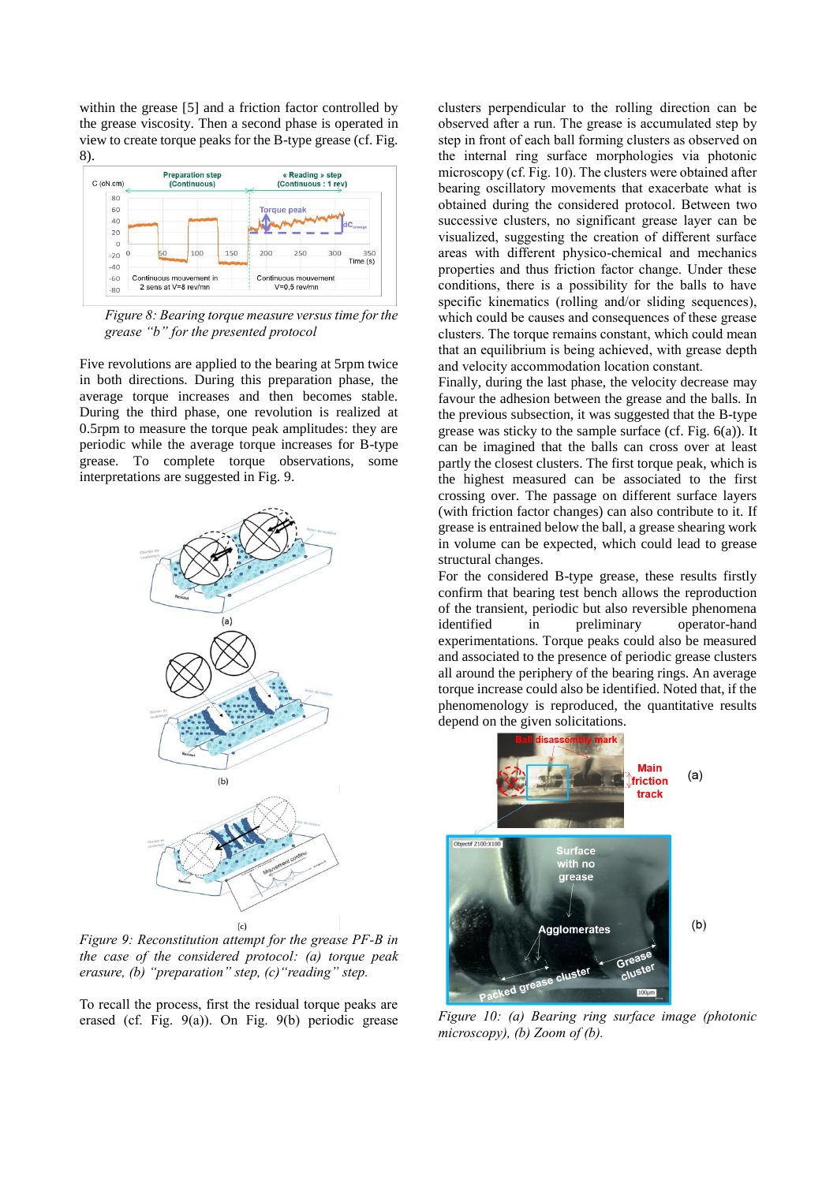within the grease [5] and a friction factor controlled by the grease viscosity. Then a second phase is operated in view to create torque peaks for the B-type grease (cf. Fig. 8).

*Figure 8: Bearing torque measure versus time for the grease "b" for the presented protocol*

Five revolutions are applied to the bearing at 5rpm twice in both directions. During this preparation phase, the average torque increases and then becomes stable. During the third phase, one revolution is realized at 0.5rpm to measure the torque peak amplitudes: they are periodic while the average torque increases for B-type grease. To complete torque observations, some interpretations are suggested in Fig. 9.

*Figure 9: Reconstitution attempt for the grease PF-B in the case of the considered protocol: (a) torque peak erasure, (b) "preparation" step, (c)"reading" step.*

To recall the process, first the residual torque peaks are erased (cf. Fig. 9(a)). On Fig. 9(b) periodic grease clusters perpendicular to the rolling direction can be observed after a run. The grease is accumulated step by step in front of each ball forming clusters as observed on the internal ring surface morphologies via photonic microscopy (cf. Fig. 10). The clusters were obtained after bearing oscillatory movements that exacerbate what is obtained during the considered protocol. Between two successive clusters, no significant grease layer can be visualized, suggesting the creation of different surface areas with different physico-chemical and mechanics properties and thus friction factor change. Under these conditions, there is a possibility for the balls to have specific kinematics (rolling and/or sliding sequences), which could be causes and consequences of these grease clusters. The torque remains constant, which could mean that an equilibrium is being achieved, with grease depth and velocity accommodation location constant.

Finally, during the last phase, the velocity decrease may favour the adhesion between the grease and the balls. In the previous subsection, it was suggested that the B-type grease was sticky to the sample surface (cf. Fig. 6(a)). It can be imagined that the balls can cross over at least partly the closest clusters. The first torque peak, which is the highest measured can be associated to the first crossing over. The passage on different surface layers (with friction factor changes) can also contribute to it. If grease is entrained below the ball, a grease shearing work in volume can be expected, which could lead to grease structural changes.

For the considered B-type grease, these results firstly confirm that bearing test bench allows the reproduction of the transient, periodic but also reversible phenomena identified in preliminary operator-hand experimentations. Torque peaks could also be measured and associated to the presence of periodic grease clusters all around the periphery of the bearing rings. An average torque increase could also be identified. Noted that, if the phenomenology is reproduced, the quantitative results depend on the given solicitations.

*Figure 10: (a) Bearing ring surface image (photonic microscopy), (b) Zoom of (b).*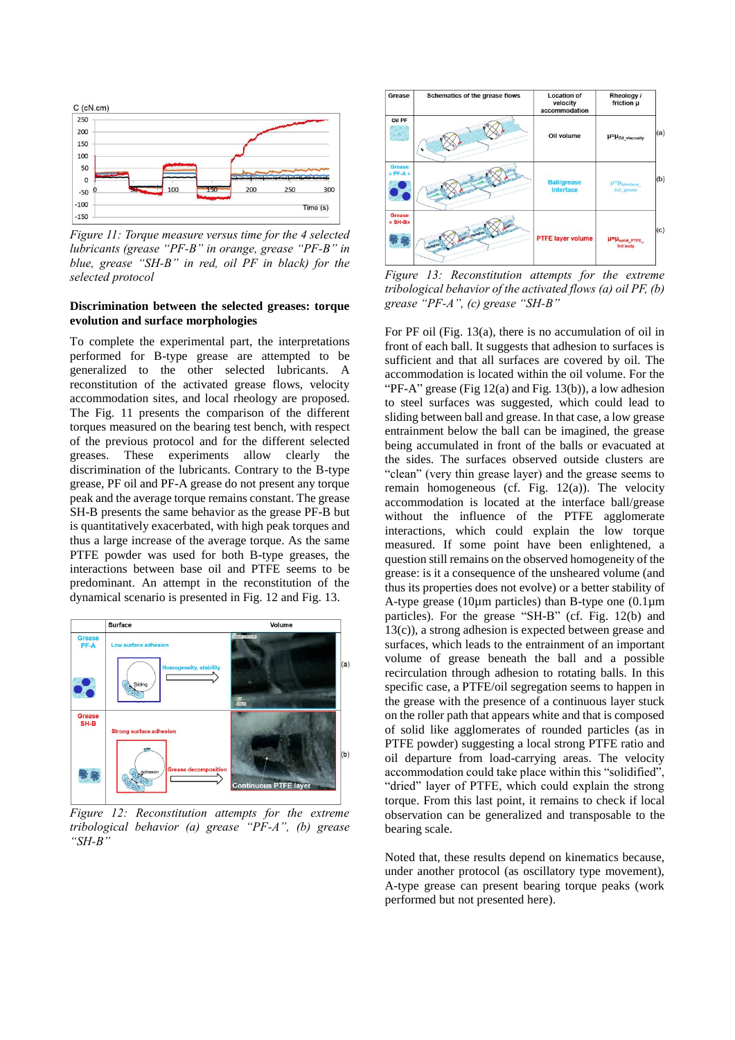*Figure 11: Torque measure versus time for the 4 selected lubricants (grease "PF-B" in orange, grease "PF-B" in blue, grease "SH-B" in red, oil PF in black) for the selected protocol*

**Discrimination between the selected greases: torque evolution and surface morphologies**

To complete the experimental part, the interpretations performed for B-type grease are attempted to be generalized to the other selected lubricants. A reconstitution of the activated grease flows, velocity accommodation sites, and local rheology are proposed. The Fig. 11 presents the comparison of the different torques measured on the bearing test bench, with respect of the previous protocol and for the different selected greases. These experiments allow clearly the discrimination of the lubricants. Contrary to the B-type grease, PF oil and PF-A grease do not present any torque peak and the average torque remains constant. The grease SH-B presents the same behavior as the grease PF-B but is quantitatively exacerbated, with high peak torques and thus a large increase of the average torque. As the same PTFE powder was used for both B-type greases, the interactions between base oil and PTFE seems to be predominant. An attempt in the reconstitution of the dynamical scenario is presented in Fig. 12 and Fig. 13.

*Figure 12: Reconstitution attempts for the extreme tribological behavior (a) grease "PF-A", (b) grease "SH-B"*

| Grease | Schematics of the grease flows | Location of velocity accommodation | Rheology / friction μ | |
|---|---|---|---|---|
| Oil PF | | Oil volume | $\mu = \mu_{Oil\_viscosity}$ | (a) |
| Grease « PF-A » | | Ball/grease interface | $\mu = \mu_{interface\_ball\_grease}$ | (b) |
| Grease « SH-B» | | PTFE layer volume | $\mu = \mu_{solid\_PTFE\_3rd\ body}$ | (c) |

*Figure 13: Reconstitution attempts for the extreme tribological behavior of the activated flows (a) oil PF, (b) grease "PF-A", (c) grease "SH-B"*

For PF oil (Fig. 13(a), there is no accumulation of oil in front of each ball. It suggests that adhesion to surfaces is sufficient and that all surfaces are covered by oil. The accommodation is located within the oil volume. For the "PF-A" grease (Fig 12(a) and Fig. 13(b)), a low adhesion to steel surfaces was suggested, which could lead to sliding between ball and grease. In that case, a low grease entrainment below the ball can be imagined, the grease being accumulated in front of the balls or evacuated at the sides. The surfaces observed outside clusters are "clean" (very thin grease layer) and the grease seems to remain homogeneous (cf. Fig. 12(a)). The velocity accommodation is located at the interface ball/grease without the influence of the PTFE agglomerate interactions, which could explain the low torque measured. If some point have been enlightened, a question still remains on the observed homogeneity of the grease: is it a consequence of the unsheared volume (and thus its properties does not evolve) or a better stability of A-type grease (10µm particles) than B-type one (0.1µm particles). For the grease "SH-B" (cf. Fig. 12(b) and 13(c)), a strong adhesion is expected between grease and surfaces, which leads to the entrainment of an important volume of grease beneath the ball and a possible recirculation through adhesion to rotating balls. In this specific case, a PTFE/oil segregation seems to happen in the grease with the presence of a continuous layer stuck on the roller path that appears white and that is composed of solid like agglomerates of rounded particles (as in PTFE powder) suggesting a local strong PTFE ratio and oil departure from load-carrying areas. The velocity accommodation could take place within this "solidified", "dried" layer of PTFE, which could explain the strong torque. From this last point, it remains to check if local observation can be generalized and transposable to the bearing scale.

Noted that, these results depend on kinematics because, under another protocol (as oscillatory type movement), A-type grease can present bearing torque peaks (work performed but not presented here).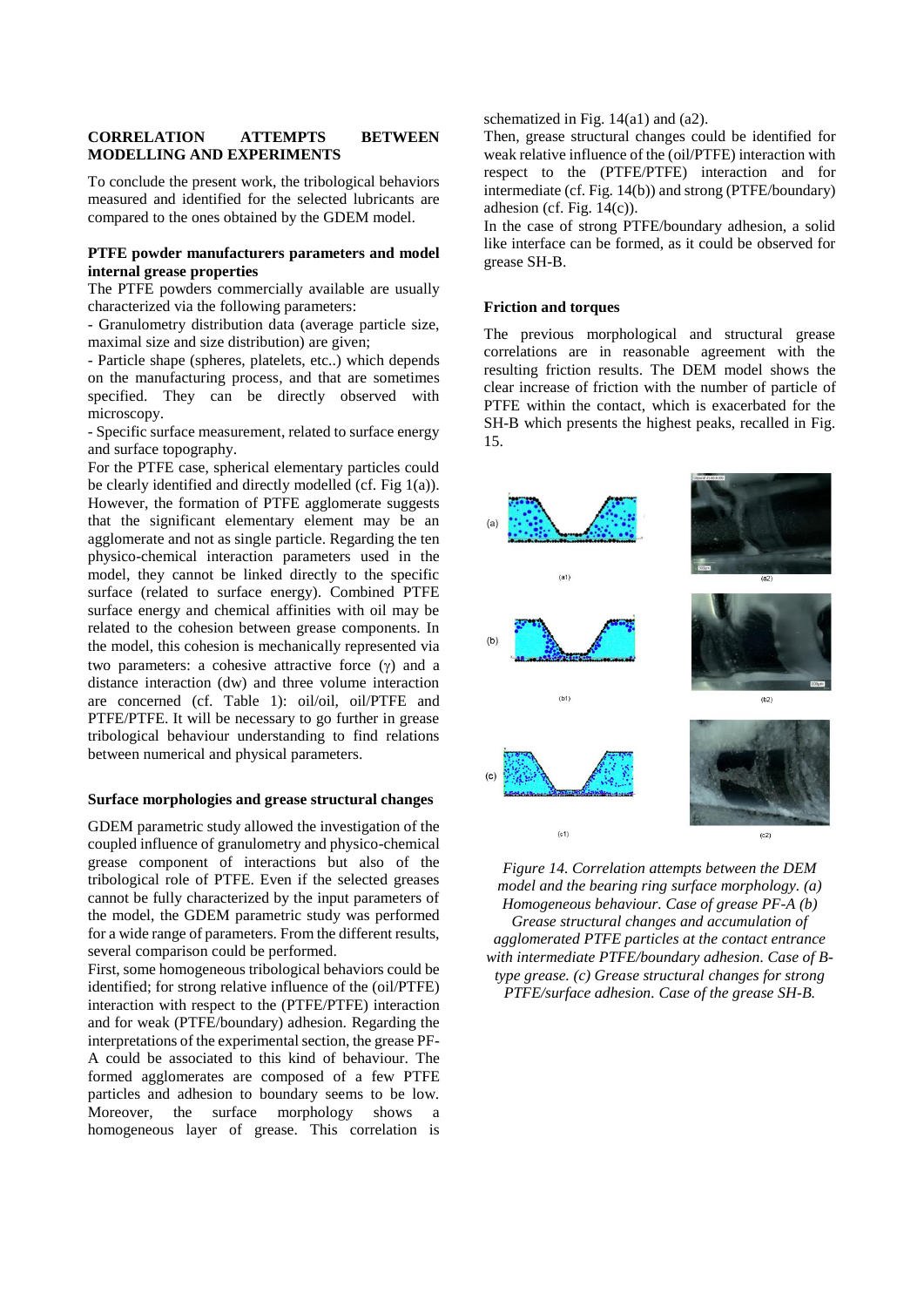## CORRELATION ATTEMPTS BETWEEN MODELLING AND EXPERIMENTS

To conclude the present work, the tribological behaviors measured and identified for the selected lubricants are compared to the ones obtained by the GDEM model.

### PTFE powder manufacturers parameters and model internal grease properties

The PTFE powders commercially available are usually characterized via the following parameters:

- Granulometry distribution data (average particle size, maximal size and size distribution) are given;
- Particle shape (spheres, platelets, etc..) which depends on the manufacturing process, and that are sometimes specified. They can be directly observed with microscopy.
- Specific surface measurement, related to surface energy and surface topography.

For the PTFE case, spherical elementary particles could be clearly identified and directly modelled (cf. Fig 1(a)). However, the formation of PTFE agglomerate suggests that the significant elementary element may be an agglomerate and not as single particle. Regarding the ten physico-chemical interaction parameters used in the model, they cannot be linked directly to the specific surface (related to surface energy). Combined PTFE surface energy and chemical affinities with oil may be related to the cohesion between grease components. In the model, this cohesion is mechanically represented via two parameters: a cohesive attractive force ($\gamma$) and a distance interaction (dw) and three volume interaction are concerned (cf. Table 1): oil/oil, oil/PTFE and PTFE/PTFE. It will be necessary to go further in grease tribological behaviour understanding to find relations between numerical and physical parameters.

### Surface morphologies and grease structural changes

GDEM parametric study allowed the investigation of the coupled influence of granulometry and physico-chemical grease component of interactions but also of the tribological role of PTFE. Even if the selected greases cannot be fully characterized by the input parameters of the model, the GDEM parametric study was performed for a wide range of parameters. From the different results, several comparison could be performed.

First, some homogeneous tribological behaviors could be identified; for strong relative influence of the (oil/PTFE) interaction with respect to the (PTFE/PTFE) interaction and for weak (PTFE/boundary) adhesion. Regarding the interpretations of the experimental section, the grease PF-A could be associated to this kind of behaviour. The formed agglomerates are composed of a few PTFE particles and adhesion to boundary seems to be low. Moreover, the surface morphology shows a homogeneous layer of grease. This correlation is schematized in Fig. 14(a1) and (a2).

Then, grease structural changes could be identified for weak relative influence of the (oil/PTFE) interaction with respect to the (PTFE/PTFE) interaction and for intermediate (cf. Fig. 14(b)) and strong (PTFE/boundary) adhesion (cf. Fig. 14(c)).

In the case of strong PTFE/boundary adhesion, a solid like interface can be formed, as it could be observed for grease SH-B.

### Friction and torques

The previous morphological and structural grease correlations are in reasonable agreement with the resulting friction results. The DEM model shows the clear increase of friction with the number of particle of PTFE within the contact, which is exacerbated for the SH-B which presents the highest peaks, recalled in Fig. 15.

*Figure 14. Correlation attempts between the DEM model and the bearing ring surface morphology. (a) Homogeneous behaviour. Case of grease PF-A (b) Grease structural changes and accumulation of agglomerated PTFE particles at the contact entrance with intermediate PTFE/boundary adhesion. Case of B-type grease. (c) Grease structural changes for strong PTFE/surface adhesion. Case of the grease SH-B.*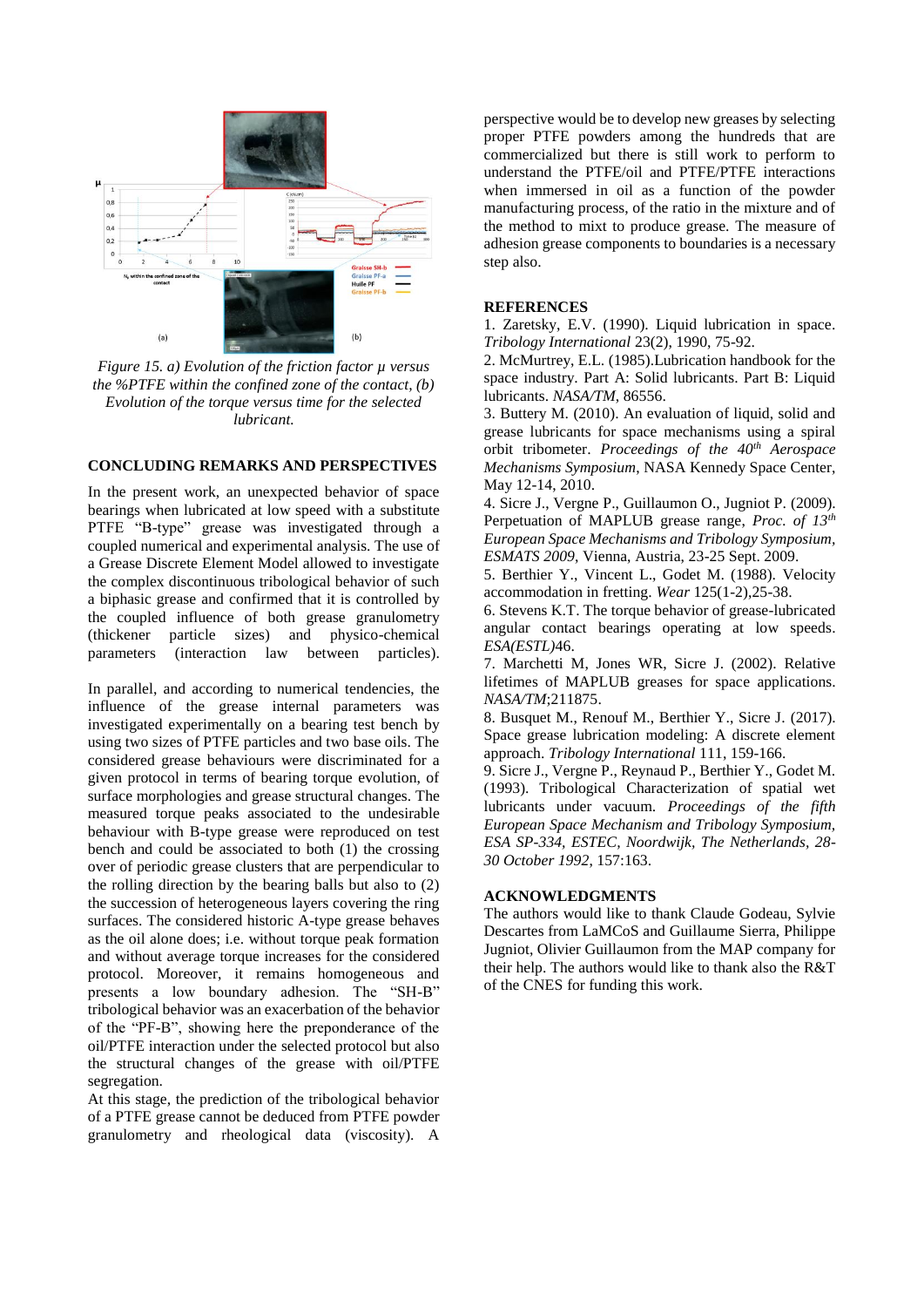μ

1

0,8

0,6

0,4

0,2

0

0 2 4 6 8 10

$N_s$ within the confined zone of the contact

(a)

C(N.cm)

Graisse SH-b

Graisse PF-a

Huile PF

Graisse PF-b

(b)

*Figure 15. a) Evolution of the friction factor μ versus the %PTFE within the confined zone of the contact, (b) Evolution of the torque versus time for the selected lubricant.*

## CONCLUDING REMARKS AND PERSPECTIVES

In the present work, an unexpected behavior of space bearings when lubricated at low speed with a substitute PTFE "B-type" grease was investigated through a coupled numerical and experimental analysis. The use of a Grease Discrete Element Model allowed to investigate the complex discontinuous tribological behavior of such a biphasic grease and confirmed that it is controlled by the coupled influence of both grease granulometry (thickener particle sizes) and physico-chemical parameters (interaction law between particles).

In parallel, and according to numerical tendencies, the influence of the grease internal parameters was investigated experimentally on a bearing test bench by using two sizes of PTFE particles and two base oils. The considered grease behaviours were discriminated for a given protocol in terms of bearing torque evolution, of surface morphologies and grease structural changes. The measured torque peaks associated to the undesirable behaviour with B-type grease were reproduced on test bench and could be associated to both (1) the crossing over of periodic grease clusters that are perpendicular to the rolling direction by the bearing balls but also to (2) the succession of heterogeneous layers covering the ring surfaces. The considered historic A-type grease behaves as the oil alone does; i.e. without torque peak formation and without average torque increases for the considered protocol. Moreover, it remains homogeneous and presents a low boundary adhesion. The "SH-B" tribological behavior was an exacerbation of the behavior of the "PF-B", showing here the preponderance of the oil/PTFE interaction under the selected protocol but also the structural changes of the grease with oil/PTFE segregation.

At this stage, the prediction of the tribological behavior of a PTFE grease cannot be deduced from PTFE powder granulometry and rheological data (viscosity). A perspective would be to develop new greases by selecting proper PTFE powders among the hundreds that are commercialized but there is still work to perform to understand the PTFE/oil and PTFE/PTFE interactions when immersed in oil as a function of the powder manufacturing process, of the ratio in the mixture and of the method to mix to produce grease. The measure of adhesion grease components to boundaries is a necessary step also.

## REFERENCES

1. Zaretsky, E.V. (1990). Liquid lubrication in space. *Tribology International* 23(2), 1990, 75-92.
2. McMurtrey, E.L. (1985).Lubrication handbook for the space industry. Part A: Solid lubricants. Part B: Liquid lubricants. *NASA/TM*, 86556.
3. Buttery M. (2010). An evaluation of liquid, solid and grease lubricants for space mechanisms using a spiral orbit tribometer. *Proceedings of the 40th Aerospace Mechanisms Symposium*, NASA Kennedy Space Center, May 12-14, 2010.
4. Sicre J., Vergne P., Guillaumon O., Jugniot P. (2009). Perpetuation of MAPLUB grease range, *Proc. of 13th European Space Mechanisms and Tribology Symposium, ESMATS 2009*, Vienna, Austria, 23-25 Sept. 2009.
5. Berthier Y., Vincent L., Godet M. (1988). Velocity accommodation in fretting. *Wear* 125(1-2),25-38.
6. Stevens K.T. The torque behavior of grease-lubricated angular contact bearings operating at low speeds. *ESA(ESTL)*46.
7. Marchetti M, Jones WR, Sicre J. (2002). Relative lifetimes of MAPLUB greases for space applications. *NASA/TM*;211875.
8. Busquet M., Renouf M., Berthier Y., Sicre J. (2017). Space grease lubrication modeling: A discrete element approach. *Tribology International* 111, 159-166.
9. Sicre J., Vergne P., Reynaud P., Berthier Y., Godet M. (1993). Tribological Characterization of spatial wet lubricants under vacuum. *Proceedings of the fifth European Space Mechanism and Tribology Symposium, ESA SP-334, ESTEC, Noordwijk, The Netherlands, 28-30 October 1992*, 157:163.

## ACKNOWLEDGMENTS

The authors would like to thank Claude Godeau, Sylvie Descartes from LaMCoS and Guillaume Sierra, Philippe Jugniot, Olivier Guillaumon from the MAP company for their help. The authors would like to thank also the R&T of the CNES for funding this work.